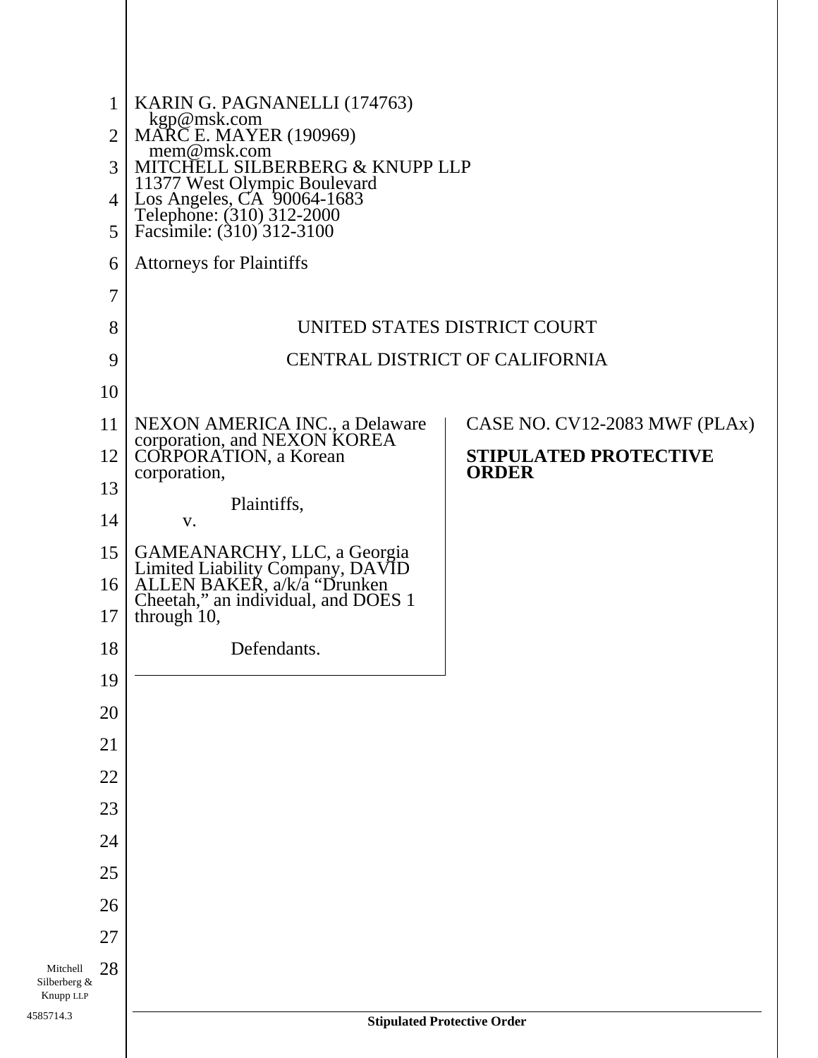KARIN G. PAGNANELLI (174763)
kgp@msk.com
MARC E. MAYER (190969)
mem@msk.com
MITCHELL SILBERBERG & KNUPP LLP
11377 West Olympic Boulevard
Los Angeles, CA 90064-1683
Telephone: (310) 312-2000
Facsimile: (310) 312-3100

Attorneys for Plaintiffs

UNITED STATES DISTRICT COURT

CENTRAL DISTRICT OF CALIFORNIA

NEXON AMERICA INC., a Delaware corporation, and NEXON KOREA CORPORATION, a Korean corporation,

Plaintiffs,

v.

GAMEANARCHY, LLC, a Georgia Limited Liability Company, DAVID ALLEN BAKER, a/k/a "Drunken Cheetah," an individual, and DOES 1 through 10,

Defendants.

CASE NO. CV12-2083 MWF (PLAx)

**STIPULATED PROTECTIVE ORDER**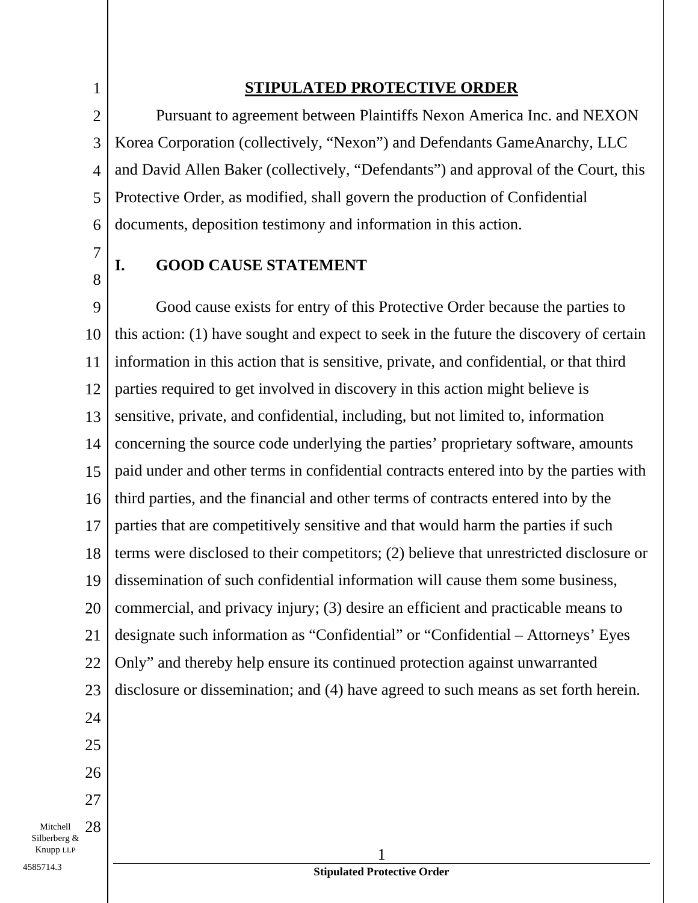# STIPULATED PROTECTIVE ORDER

Pursuant to agreement between Plaintiffs Nexon America Inc. and NEXON Korea Corporation (collectively, "Nexon") and Defendants GameAnarchy, LLC and David Allen Baker (collectively, "Defendants") and approval of the Court, this Protective Order, as modified, shall govern the production of Confidential documents, deposition testimony and information in this action.

## I. GOOD CAUSE STATEMENT

Good cause exists for entry of this Protective Order because the parties to this action: (1) have sought and expect to seek in the future the discovery of certain information in this action that is sensitive, private, and confidential, or that third parties required to get involved in discovery in this action might believe is sensitive, private, and confidential, including, but not limited to, information concerning the source code underlying the parties' proprietary software, amounts paid under and other terms in confidential contracts entered into by the parties with third parties, and the financial and other terms of contracts entered into by the parties that are competitively sensitive and that would harm the parties if such terms were disclosed to their competitors; (2) believe that unrestricted disclosure or dissemination of such confidential information will cause them some business, commercial, and privacy injury; (3) desire an efficient and practicable means to designate such information as "Confidential" or "Confidential – Attorneys' Eyes Only" and thereby help ensure its continued protection against unwarranted disclosure or dissemination; and (4) have agreed to such means as set forth herein.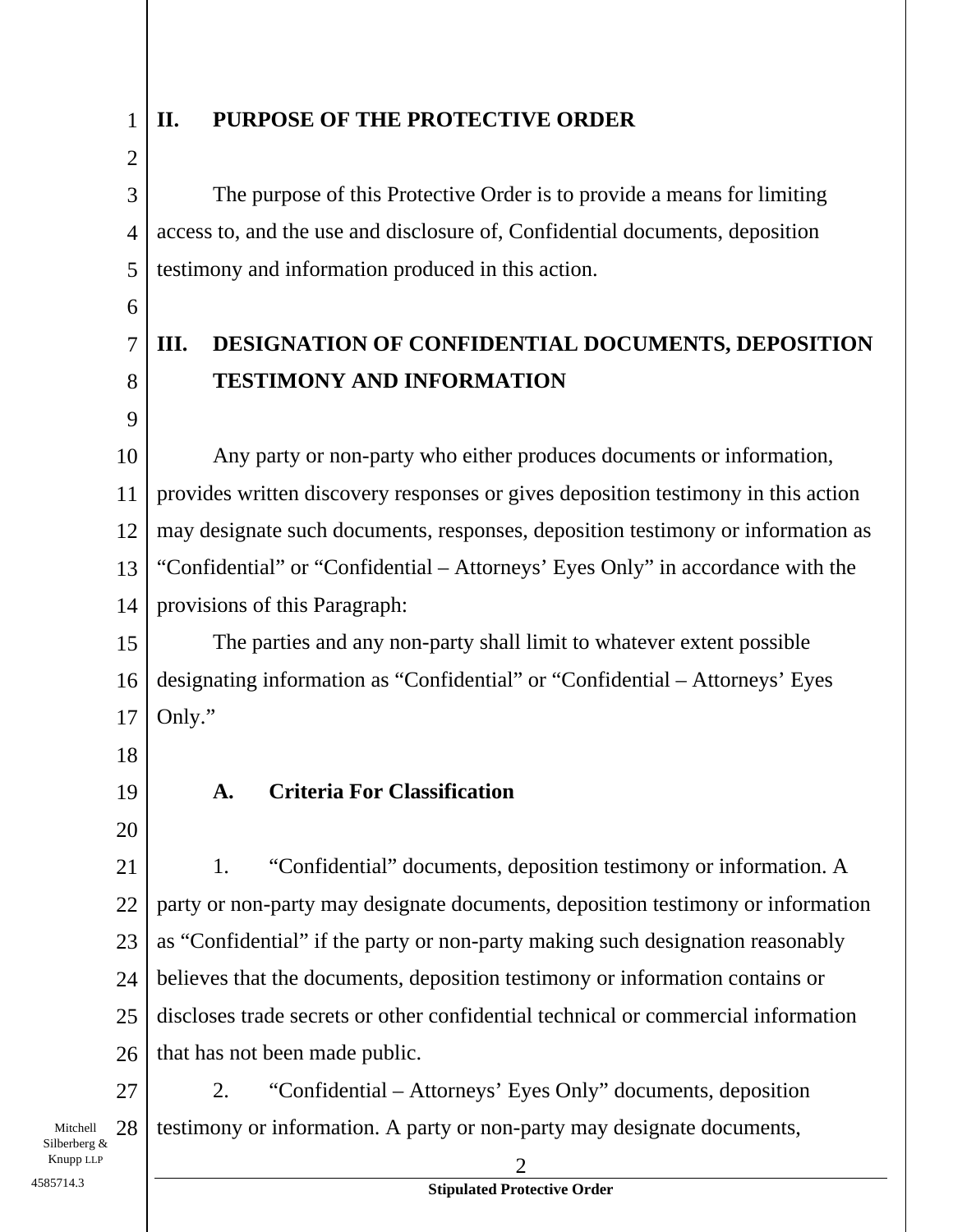## II. PURPOSE OF THE PROTECTIVE ORDER

The purpose of this Protective Order is to provide a means for limiting access to, and the use and disclosure of, Confidential documents, deposition testimony and information produced in this action.

## III. DESIGNATION OF CONFIDENTIAL DOCUMENTS, DEPOSITION TESTIMONY AND INFORMATION

Any party or non-party who either produces documents or information, provides written discovery responses or gives deposition testimony in this action may designate such documents, responses, deposition testimony or information as "Confidential" or "Confidential – Attorneys' Eyes Only" in accordance with the provisions of this Paragraph:

The parties and any non-party shall limit to whatever extent possible designating information as "Confidential" or "Confidential – Attorneys' Eyes Only."

### A. Criteria For Classification

1. "Confidential" documents, deposition testimony or information. A party or non-party may designate documents, deposition testimony or information as "Confidential" if the party or non-party making such designation reasonably believes that the documents, deposition testimony or information contains or discloses trade secrets or other confidential technical or commercial information that has not been made public.

2. "Confidential – Attorneys' Eyes Only" documents, deposition testimony or information. A party or non-party may designate documents,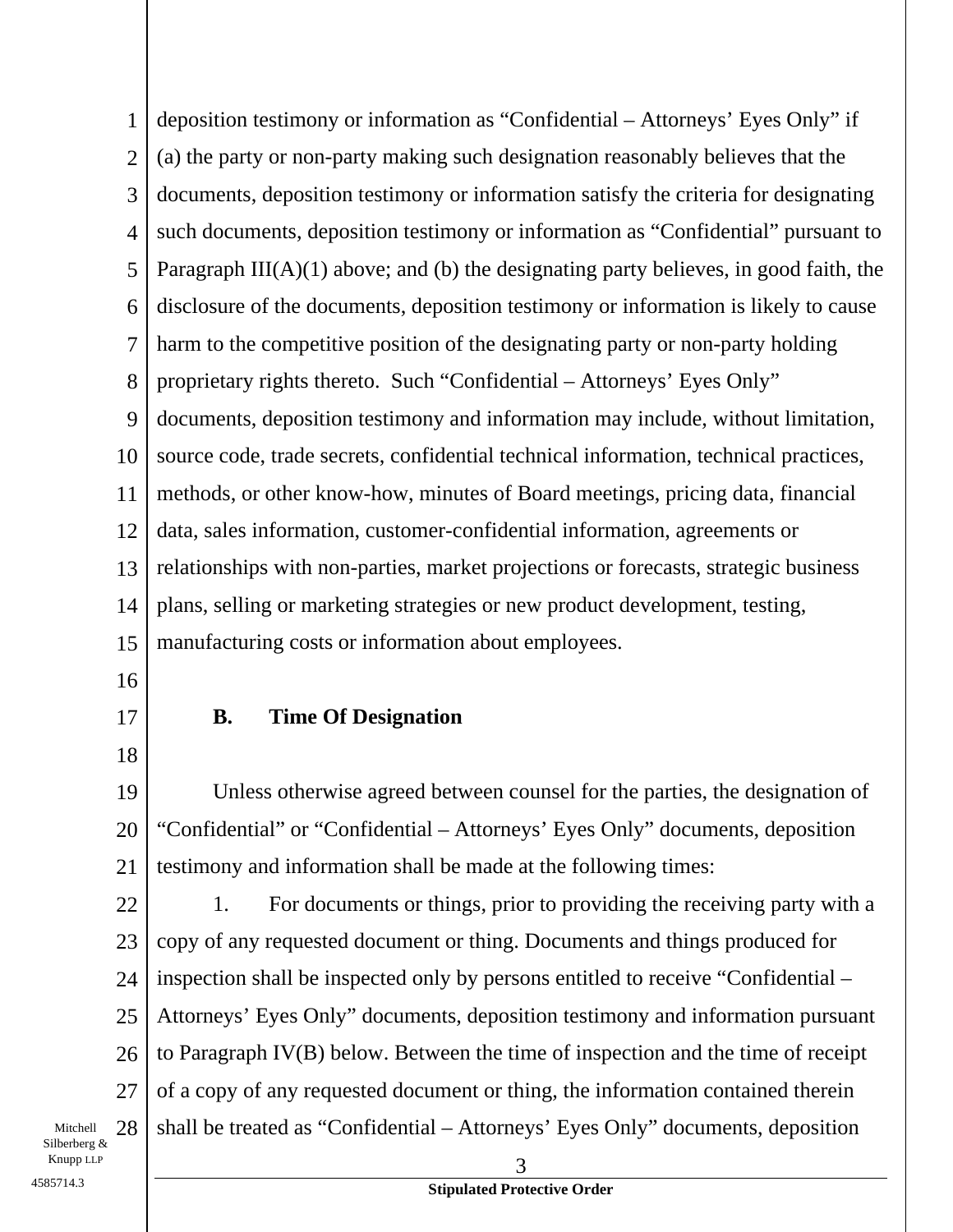deposition testimony or information as “Confidential – Attorneys’ Eyes Only” if (a) the party or non-party making such designation reasonably believes that the documents, deposition testimony or information satisfy the criteria for designating such documents, deposition testimony or information as “Confidential” pursuant to Paragraph III(A)(1) above; and (b) the designating party believes, in good faith, the disclosure of the documents, deposition testimony or information is likely to cause harm to the competitive position of the designating party or non-party holding proprietary rights thereto. Such “Confidential – Attorneys’ Eyes Only” documents, deposition testimony and information may include, without limitation, source code, trade secrets, confidential technical information, technical practices, methods, or other know-how, minutes of Board meetings, pricing data, financial data, sales information, customer-confidential information, agreements or relationships with non-parties, market projections or forecasts, strategic business plans, selling or marketing strategies or new product development, testing, manufacturing costs or information about employees.

### B. Time Of Designation

Unless otherwise agreed between counsel for the parties, the designation of “Confidential” or “Confidential – Attorneys’ Eyes Only” documents, deposition testimony and information shall be made at the following times:

1. For documents or things, prior to providing the receiving party with a copy of any requested document or thing. Documents and things produced for inspection shall be inspected only by persons entitled to receive “Confidential – Attorneys’ Eyes Only” documents, deposition testimony and information pursuant to Paragraph IV(B) below. Between the time of inspection and the time of receipt of a copy of any requested document or thing, the information contained therein shall be treated as “Confidential – Attorneys’ Eyes Only” documents, deposition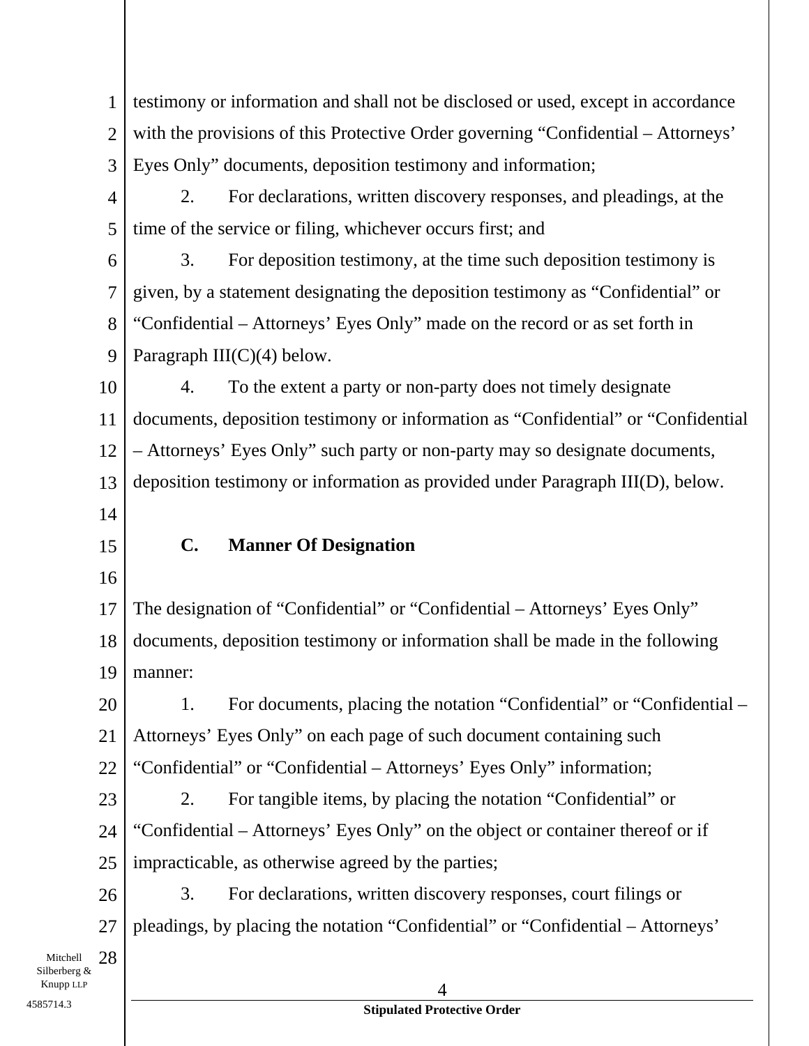testimony or information and shall not be disclosed or used, except in accordance with the provisions of this Protective Order governing "Confidential – Attorneys' Eyes Only" documents, deposition testimony and information;

2. For declarations, written discovery responses, and pleadings, at the time of the service or filing, whichever occurs first; and

3. For deposition testimony, at the time such deposition testimony is given, by a statement designating the deposition testimony as "Confidential" or "Confidential – Attorneys' Eyes Only" made on the record or as set forth in Paragraph III(C)(4) below.

4. To the extent a party or non-party does not timely designate documents, deposition testimony or information as "Confidential" or "Confidential – Attorneys' Eyes Only" such party or non-party may so designate documents, deposition testimony or information as provided under Paragraph III(D), below.

### C. Manner Of Designation

The designation of "Confidential" or "Confidential – Attorneys' Eyes Only" documents, deposition testimony or information shall be made in the following manner:

1. For documents, placing the notation "Confidential" or "Confidential – Attorneys' Eyes Only" on each page of such document containing such "Confidential" or "Confidential – Attorneys' Eyes Only" information;

2. For tangible items, by placing the notation "Confidential" or "Confidential – Attorneys' Eyes Only" on the object or container thereof or if impracticable, as otherwise agreed by the parties;

3. For declarations, written discovery responses, court filings or pleadings, by placing the notation "Confidential" or "Confidential – Attorneys'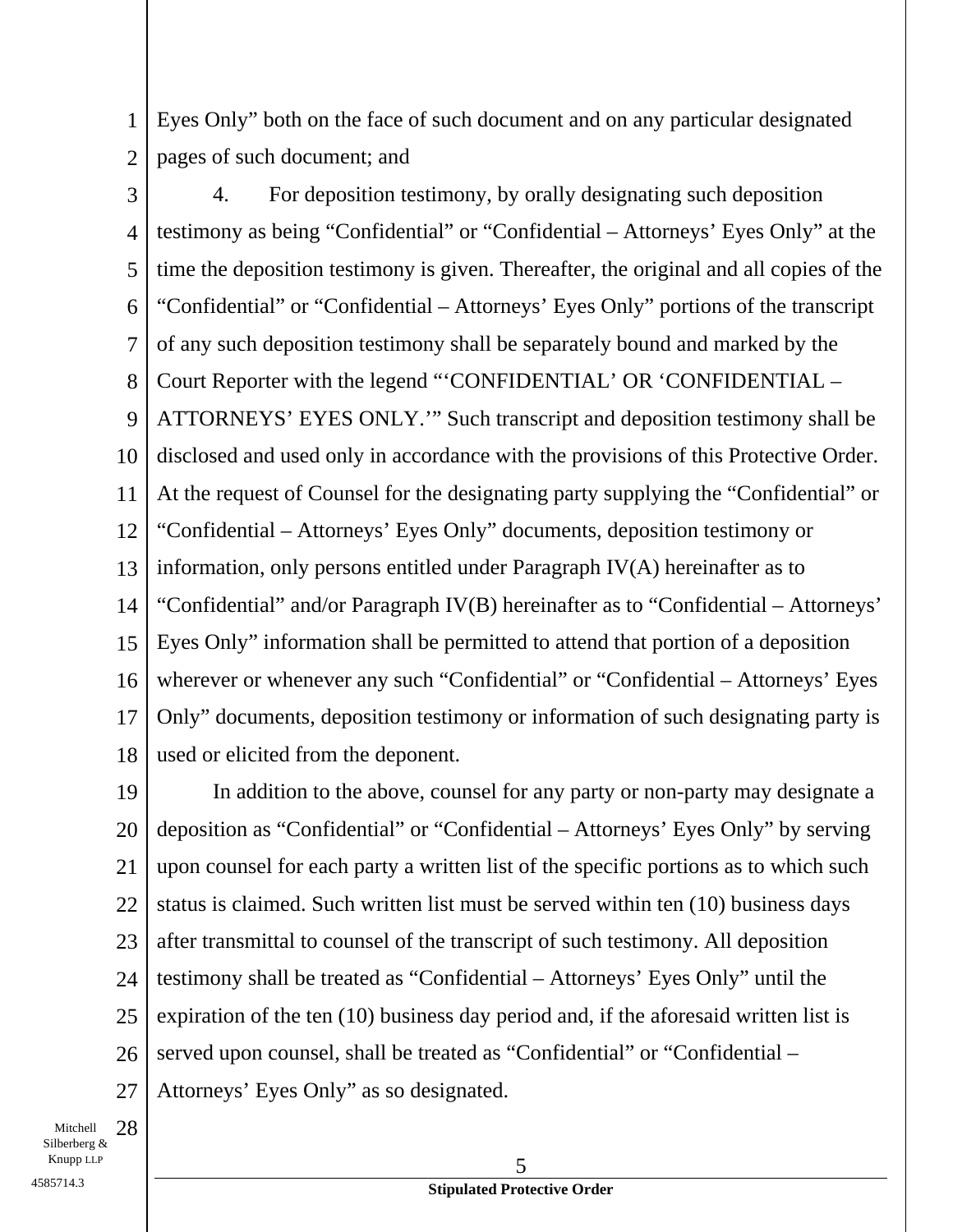Eyes Only" both on the face of such document and on any particular designated pages of such document; and

4. For deposition testimony, by orally designating such deposition testimony as being "Confidential" or "Confidential – Attorneys' Eyes Only" at the time the deposition testimony is given. Thereafter, the original and all copies of the "Confidential" or "Confidential – Attorneys' Eyes Only" portions of the transcript of any such deposition testimony shall be separately bound and marked by the Court Reporter with the legend "'CONFIDENTIAL' OR 'CONFIDENTIAL – ATTORNEYS' EYES ONLY.'" Such transcript and deposition testimony shall be disclosed and used only in accordance with the provisions of this Protective Order. At the request of Counsel for the designating party supplying the "Confidential" or "Confidential – Attorneys' Eyes Only" documents, deposition testimony or information, only persons entitled under Paragraph IV(A) hereinafter as to "Confidential" and/or Paragraph IV(B) hereinafter as to "Confidential – Attorneys' Eyes Only" information shall be permitted to attend that portion of a deposition wherever or whenever any such "Confidential" or "Confidential – Attorneys' Eyes Only" documents, deposition testimony or information of such designating party is used or elicited from the deponent.

In addition to the above, counsel for any party or non-party may designate a deposition as "Confidential" or "Confidential – Attorneys' Eyes Only" by serving upon counsel for each party a written list of the specific portions as to which such status is claimed. Such written list must be served within ten (10) business days after transmittal to counsel of the transcript of such testimony. All deposition testimony shall be treated as "Confidential – Attorneys' Eyes Only" until the expiration of the ten (10) business day period and, if the aforesaid written list is served upon counsel, shall be treated as "Confidential" or "Confidential – Attorneys' Eyes Only" as so designated.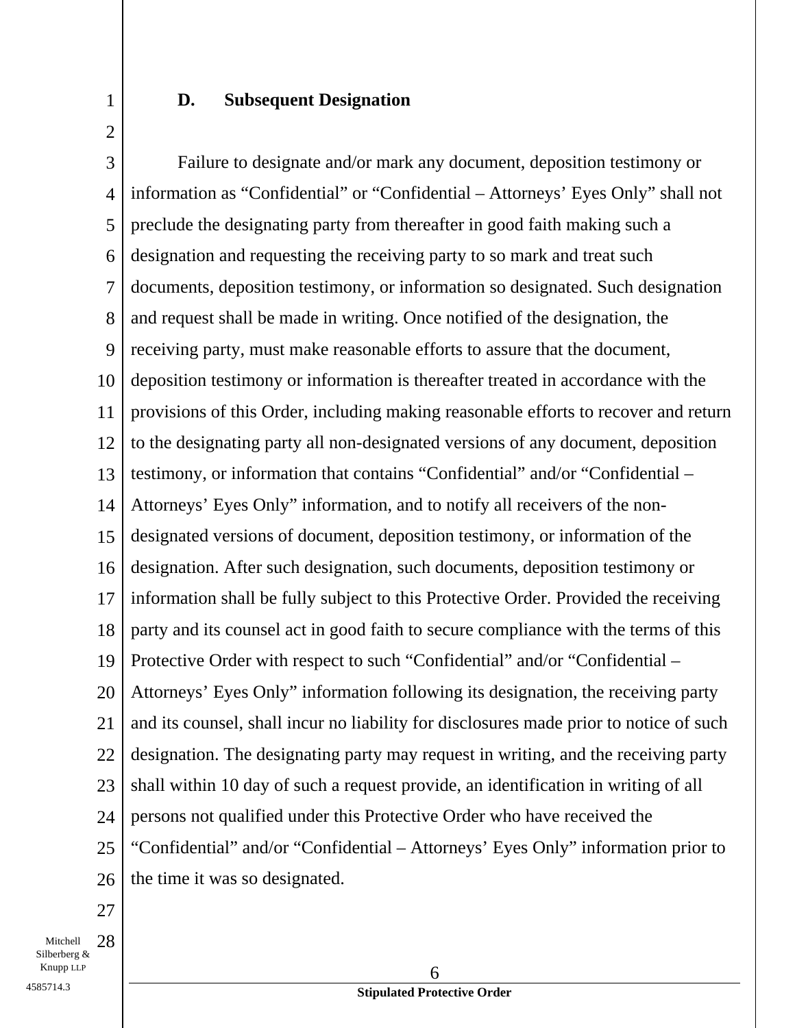### D. Subsequent Designation

Failure to designate and/or mark any document, deposition testimony or information as "Confidential" or "Confidential – Attorneys' Eyes Only" shall not preclude the designating party from thereafter in good faith making such a designation and requesting the receiving party to so mark and treat such documents, deposition testimony, or information so designated. Such designation and request shall be made in writing. Once notified of the designation, the receiving party, must make reasonable efforts to assure that the document, deposition testimony or information is thereafter treated in accordance with the provisions of this Order, including making reasonable efforts to recover and return to the designating party all non-designated versions of any document, deposition testimony, or information that contains "Confidential" and/or "Confidential – Attorneys' Eyes Only" information, and to notify all receivers of the non-designated versions of document, deposition testimony, or information of the designation. After such designation, such documents, deposition testimony or information shall be fully subject to this Protective Order. Provided the receiving party and its counsel act in good faith to secure compliance with the terms of this Protective Order with respect to such "Confidential" and/or "Confidential – Attorneys' Eyes Only" information following its designation, the receiving party and its counsel, shall incur no liability for disclosures made prior to notice of such designation. The designating party may request in writing, and the receiving party shall within 10 day of such a request provide, an identification in writing of all persons not qualified under this Protective Order who have received the "Confidential" and/or "Confidential – Attorneys' Eyes Only" information prior to the time it was so designated.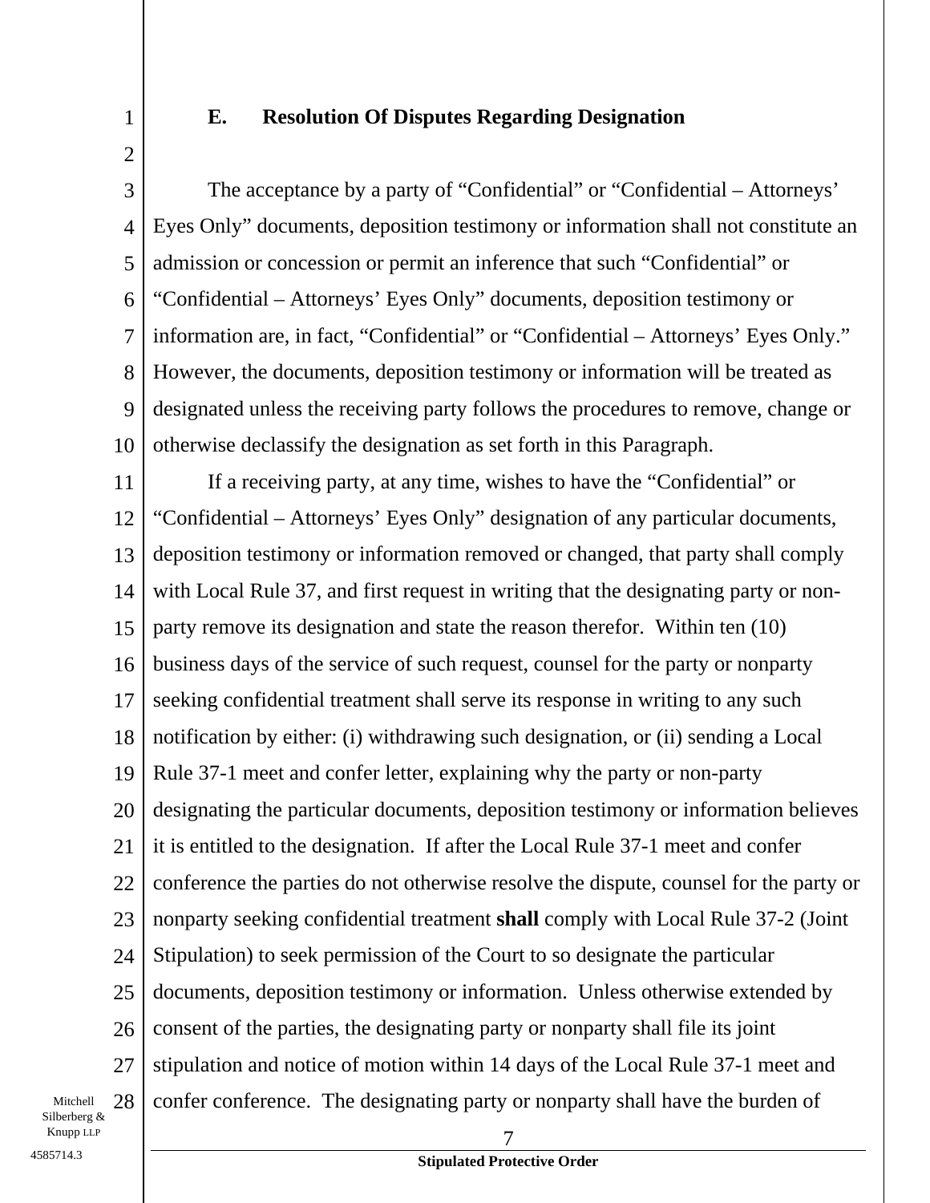### E. Resolution Of Disputes Regarding Designation

The acceptance by a party of "Confidential" or "Confidential – Attorneys' Eyes Only" documents, deposition testimony or information shall not constitute an admission or concession or permit an inference that such "Confidential" or "Confidential – Attorneys' Eyes Only" documents, deposition testimony or information are, in fact, "Confidential" or "Confidential – Attorneys' Eyes Only." However, the documents, deposition testimony or information will be treated as designated unless the receiving party follows the procedures to remove, change or otherwise declassify the designation as set forth in this Paragraph.

If a receiving party, at any time, wishes to have the "Confidential" or "Confidential – Attorneys' Eyes Only" designation of any particular documents, deposition testimony or information removed or changed, that party shall comply with Local Rule 37, and first request in writing that the designating party or non-party remove its designation and state the reason therefor. Within ten (10) business days of the service of such request, counsel for the party or nonparty seeking confidential treatment shall serve its response in writing to any such notification by either: (i) withdrawing such designation, or (ii) sending a Local Rule 37-1 meet and confer letter, explaining why the party or non-party designating the particular documents, deposition testimony or information believes it is entitled to the designation. If after the Local Rule 37-1 meet and confer conference the parties do not otherwise resolve the dispute, counsel for the party or nonparty seeking confidential treatment **shall** comply with Local Rule 37-2 (Joint Stipulation) to seek permission of the Court to so designate the particular documents, deposition testimony or information. Unless otherwise extended by consent of the parties, the designating party or nonparty shall file its joint stipulation and notice of motion within 14 days of the Local Rule 37-1 meet and confer conference. The designating party or nonparty shall have the burden of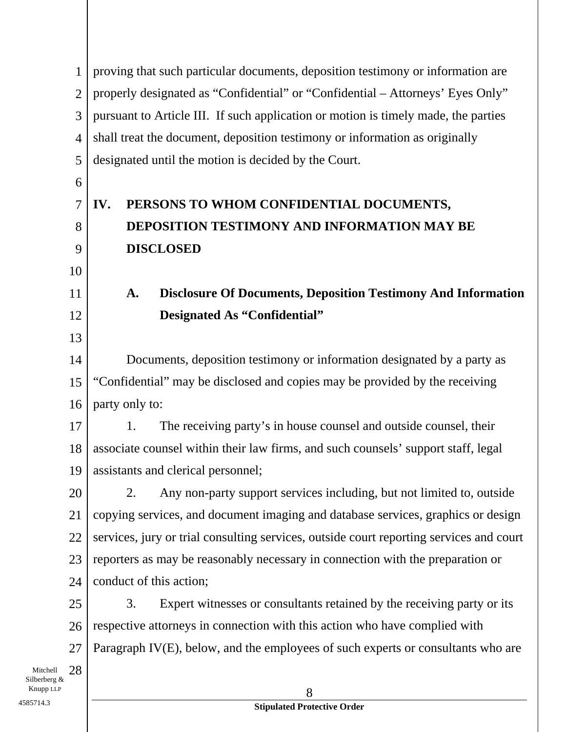proving that such particular documents, deposition testimony or information are properly designated as "Confidential" or "Confidential – Attorneys' Eyes Only" pursuant to Article III. If such application or motion is timely made, the parties shall treat the document, deposition testimony or information as originally designated until the motion is decided by the Court.

## IV. PERSONS TO WHOM CONFIDENTIAL DOCUMENTS, DEPOSITION TESTIMONY AND INFORMATION MAY BE DISCLOSED

### A. Disclosure Of Documents, Deposition Testimony And Information Designated As "Confidential"

Documents, deposition testimony or information designated by a party as "Confidential" may be disclosed and copies may be provided by the receiving party only to:

1. The receiving party's in house counsel and outside counsel, their associate counsel within their law firms, and such counsels' support staff, legal assistants and clerical personnel;

2. Any non-party support services including, but not limited to, outside copying services, and document imaging and database services, graphics or design services, jury or trial consulting services, outside court reporting services and court reporters as may be reasonably necessary in connection with the preparation or conduct of this action;

3. Expert witnesses or consultants retained by the receiving party or its respective attorneys in connection with this action who have complied with Paragraph IV(E), below, and the employees of such experts or consultants who are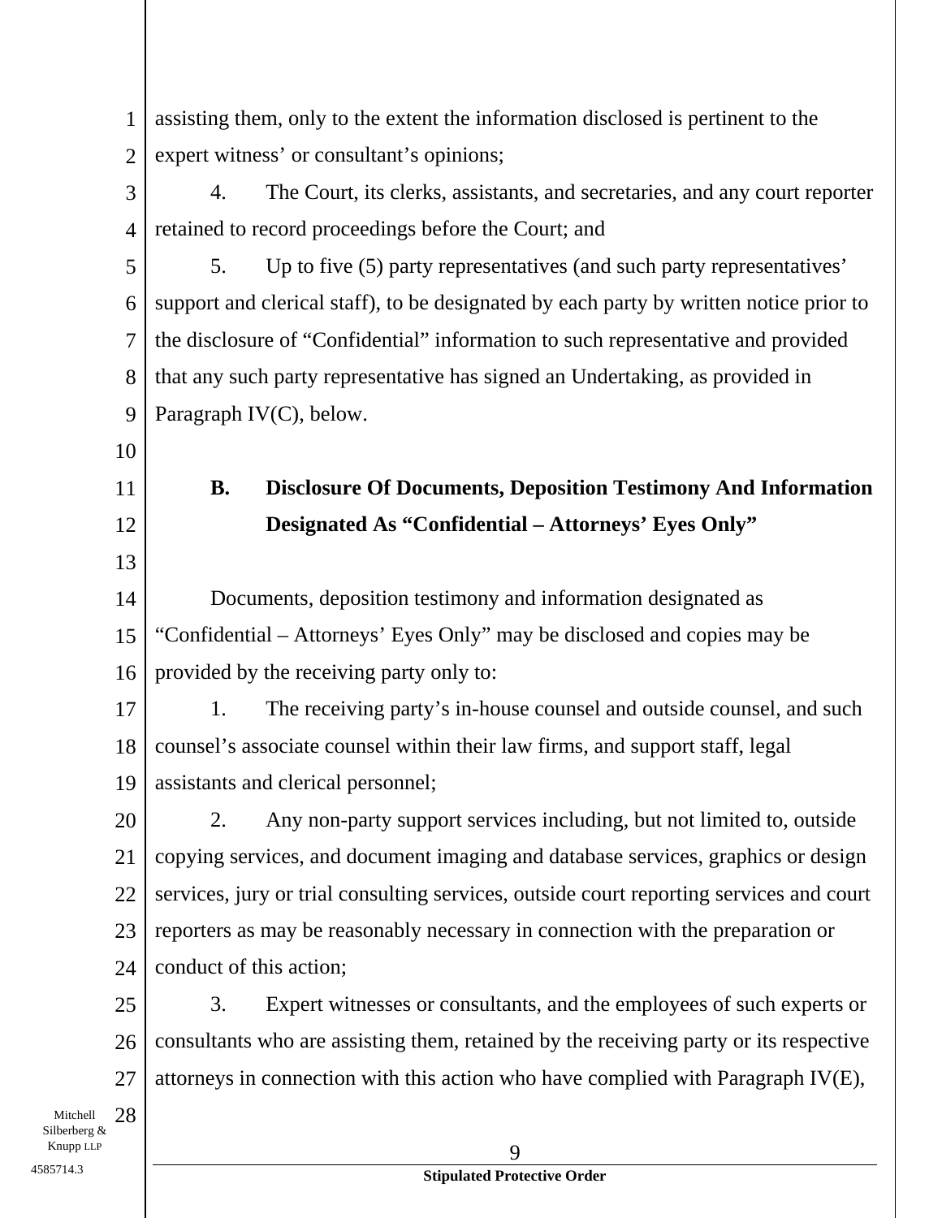assisting them, only to the extent the information disclosed is pertinent to the expert witness' or consultant's opinions;

4. The Court, its clerks, assistants, and secretaries, and any court reporter retained to record proceedings before the Court; and

5. Up to five (5) party representatives (and such party representatives' support and clerical staff), to be designated by each party by written notice prior to the disclosure of "Confidential" information to such representative and provided that any such party representative has signed an Undertaking, as provided in Paragraph IV(C), below.

### B. Disclosure Of Documents, Deposition Testimony And Information Designated As "Confidential – Attorneys' Eyes Only"

Documents, deposition testimony and information designated as "Confidential – Attorneys' Eyes Only" may be disclosed and copies may be provided by the receiving party only to:

1. The receiving party's in-house counsel and outside counsel, and such counsel's associate counsel within their law firms, and support staff, legal assistants and clerical personnel;

2. Any non-party support services including, but not limited to, outside copying services, and document imaging and database services, graphics or design services, jury or trial consulting services, outside court reporting services and court reporters as may be reasonably necessary in connection with the preparation or conduct of this action;

3. Expert witnesses or consultants, and the employees of such experts or consultants who are assisting them, retained by the receiving party or its respective attorneys in connection with this action who have complied with Paragraph IV(E),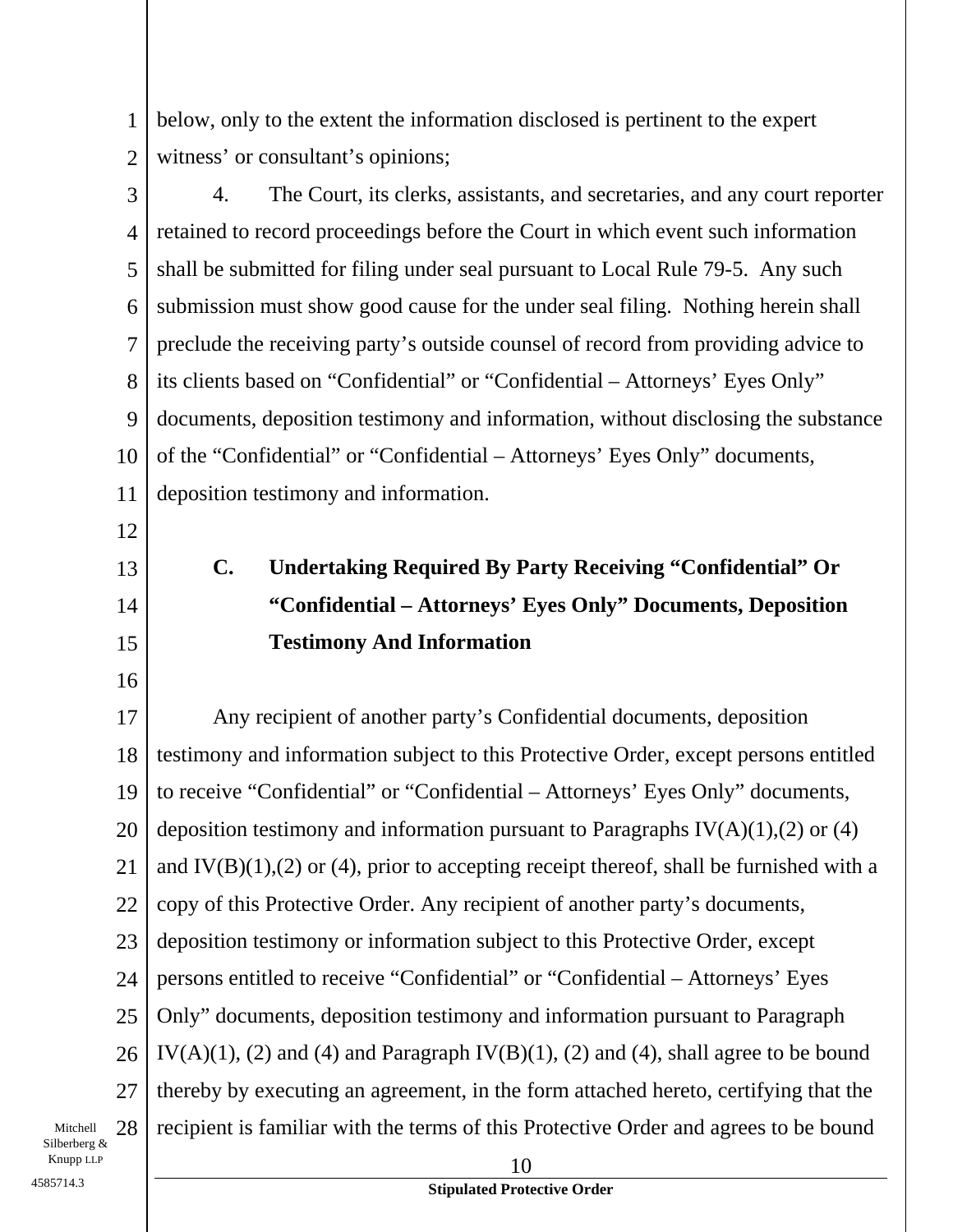below, only to the extent the information disclosed is pertinent to the expert witness' or consultant's opinions;

4. The Court, its clerks, assistants, and secretaries, and any court reporter retained to record proceedings before the Court in which event such information shall be submitted for filing under seal pursuant to Local Rule 79-5. Any such submission must show good cause for the under seal filing. Nothing herein shall preclude the receiving party's outside counsel of record from providing advice to its clients based on "Confidential" or "Confidential – Attorneys' Eyes Only" documents, deposition testimony and information, without disclosing the substance of the "Confidential" or "Confidential – Attorneys' Eyes Only" documents, deposition testimony and information.

### C. Undertaking Required By Party Receiving "Confidential" Or "Confidential – Attorneys' Eyes Only" Documents, Deposition Testimony And Information

Any recipient of another party's Confidential documents, deposition testimony and information subject to this Protective Order, except persons entitled to receive "Confidential" or "Confidential – Attorneys' Eyes Only" documents, deposition testimony and information pursuant to Paragraphs IV(A)(1),(2) or (4) and IV(B)(1),(2) or (4), prior to accepting receipt thereof, shall be furnished with a copy of this Protective Order. Any recipient of another party's documents, deposition testimony or information subject to this Protective Order, except persons entitled to receive "Confidential" or "Confidential – Attorneys' Eyes Only" documents, deposition testimony and information pursuant to Paragraph IV(A)(1), (2) and (4) and Paragraph IV(B)(1), (2) and (4), shall agree to be bound thereby by executing an agreement, in the form attached hereto, certifying that the recipient is familiar with the terms of this Protective Order and agrees to be bound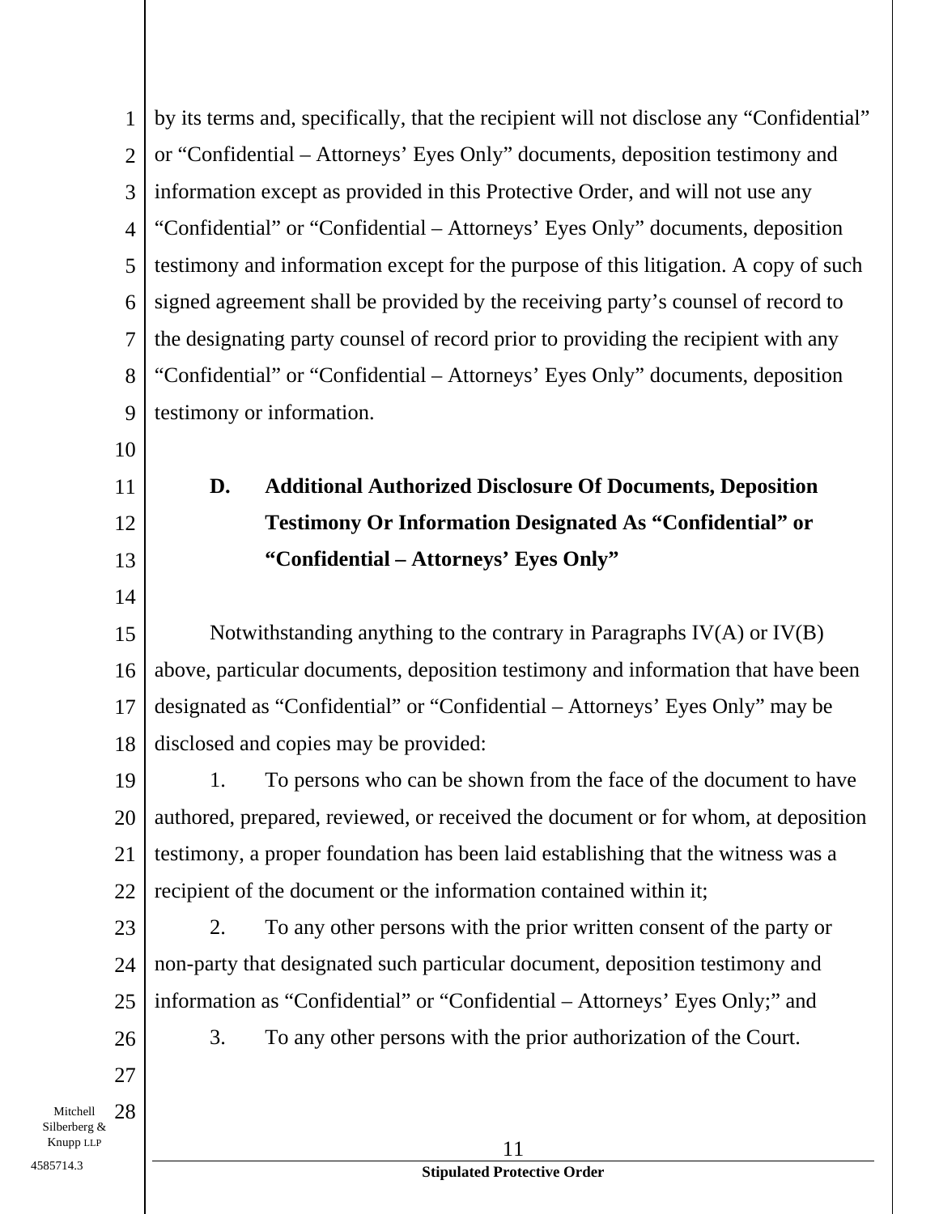by its terms and, specifically, that the recipient will not disclose any "Confidential" or "Confidential – Attorneys' Eyes Only" documents, deposition testimony and information except as provided in this Protective Order, and will not use any "Confidential" or "Confidential – Attorneys' Eyes Only" documents, deposition testimony and information except for the purpose of this litigation. A copy of such signed agreement shall be provided by the receiving party's counsel of record to the designating party counsel of record prior to providing the recipient with any "Confidential" or "Confidential – Attorneys' Eyes Only" documents, deposition testimony or information.

**D. Additional Authorized Disclosure Of Documents, Deposition Testimony Or Information Designated As "Confidential" or "Confidential – Attorneys' Eyes Only"**

Notwithstanding anything to the contrary in Paragraphs IV(A) or IV(B) above, particular documents, deposition testimony and information that have been designated as "Confidential" or "Confidential – Attorneys' Eyes Only" may be disclosed and copies may be provided:

1. To persons who can be shown from the face of the document to have authored, prepared, reviewed, or received the document or for whom, at deposition testimony, a proper foundation has been laid establishing that the witness was a recipient of the document or the information contained within it;

2. To any other persons with the prior written consent of the party or non-party that designated such particular document, deposition testimony and information as "Confidential" or "Confidential – Attorneys' Eyes Only;" and

3. To any other persons with the prior authorization of the Court.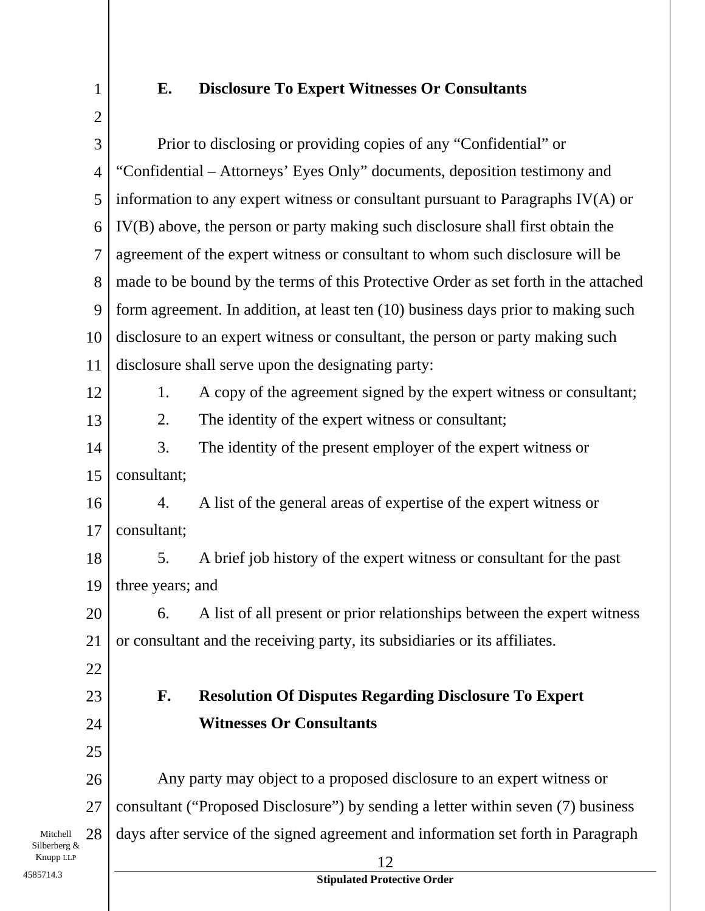### E. Disclosure To Expert Witnesses Or Consultants

Prior to disclosing or providing copies of any “Confidential” or “Confidential – Attorneys’ Eyes Only” documents, deposition testimony and information to any expert witness or consultant pursuant to Paragraphs IV(A) or IV(B) above, the person or party making such disclosure shall first obtain the agreement of the expert witness or consultant to whom such disclosure will be made to be bound by the terms of this Protective Order as set forth in the attached form agreement. In addition, at least ten (10) business days prior to making such disclosure to an expert witness or consultant, the person or party making such disclosure shall serve upon the designating party:

1. A copy of the agreement signed by the expert witness or consultant;
2. The identity of the expert witness or consultant;
3. The identity of the present employer of the expert witness or consultant;
4. A list of the general areas of expertise of the expert witness or consultant;
5. A brief job history of the expert witness or consultant for the past three years; and
6. A list of all present or prior relationships between the expert witness or consultant and the receiving party, its subsidiaries or its affiliates.

### F. Resolution Of Disputes Regarding Disclosure To Expert Witnesses Or Consultants

Any party may object to a proposed disclosure to an expert witness or consultant (“Proposed Disclosure”) by sending a letter within seven (7) business days after service of the signed agreement and information set forth in Paragraph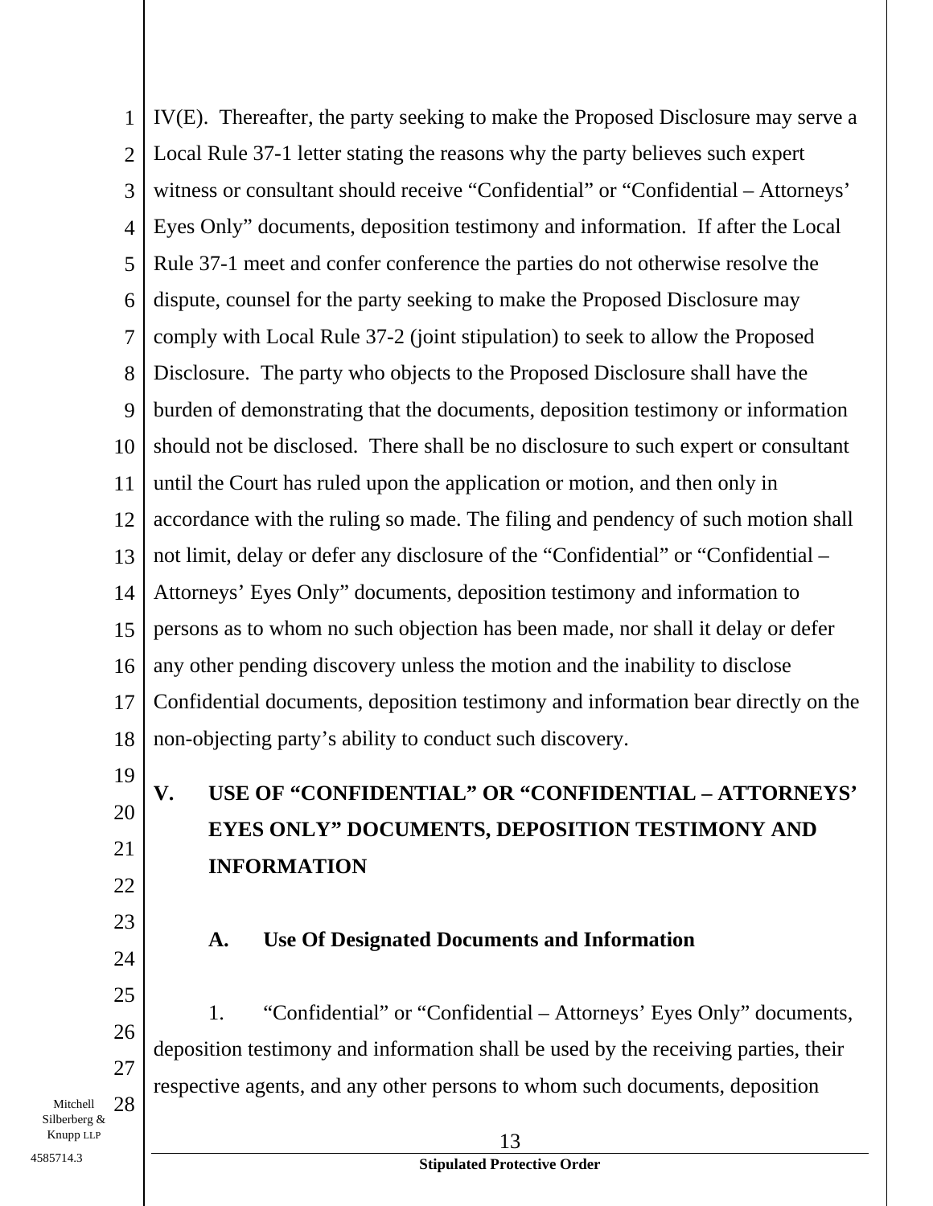IV(E). Thereafter, the party seeking to make the Proposed Disclosure may serve a Local Rule 37-1 letter stating the reasons why the party believes such expert witness or consultant should receive "Confidential" or "Confidential – Attorneys' Eyes Only" documents, deposition testimony and information. If after the Local Rule 37-1 meet and confer conference the parties do not otherwise resolve the dispute, counsel for the party seeking to make the Proposed Disclosure may comply with Local Rule 37-2 (joint stipulation) to seek to allow the Proposed Disclosure. The party who objects to the Proposed Disclosure shall have the burden of demonstrating that the documents, deposition testimony or information should not be disclosed. There shall be no disclosure to such expert or consultant until the Court has ruled upon the application or motion, and then only in accordance with the ruling so made. The filing and pendency of such motion shall not limit, delay or defer any disclosure of the "Confidential" or "Confidential – Attorneys' Eyes Only" documents, deposition testimony and information to persons as to whom no such objection has been made, nor shall it delay or defer any other pending discovery unless the motion and the inability to disclose Confidential documents, deposition testimony and information bear directly on the non-objecting party's ability to conduct such discovery.

## V. USE OF "CONFIDENTIAL" OR "CONFIDENTIAL – ATTORNEYS' EYES ONLY" DOCUMENTS, DEPOSITION TESTIMONY AND INFORMATION

### A. Use Of Designated Documents and Information

1. "Confidential" or "Confidential – Attorneys' Eyes Only" documents, deposition testimony and information shall be used by the receiving parties, their respective agents, and any other persons to whom such documents, deposition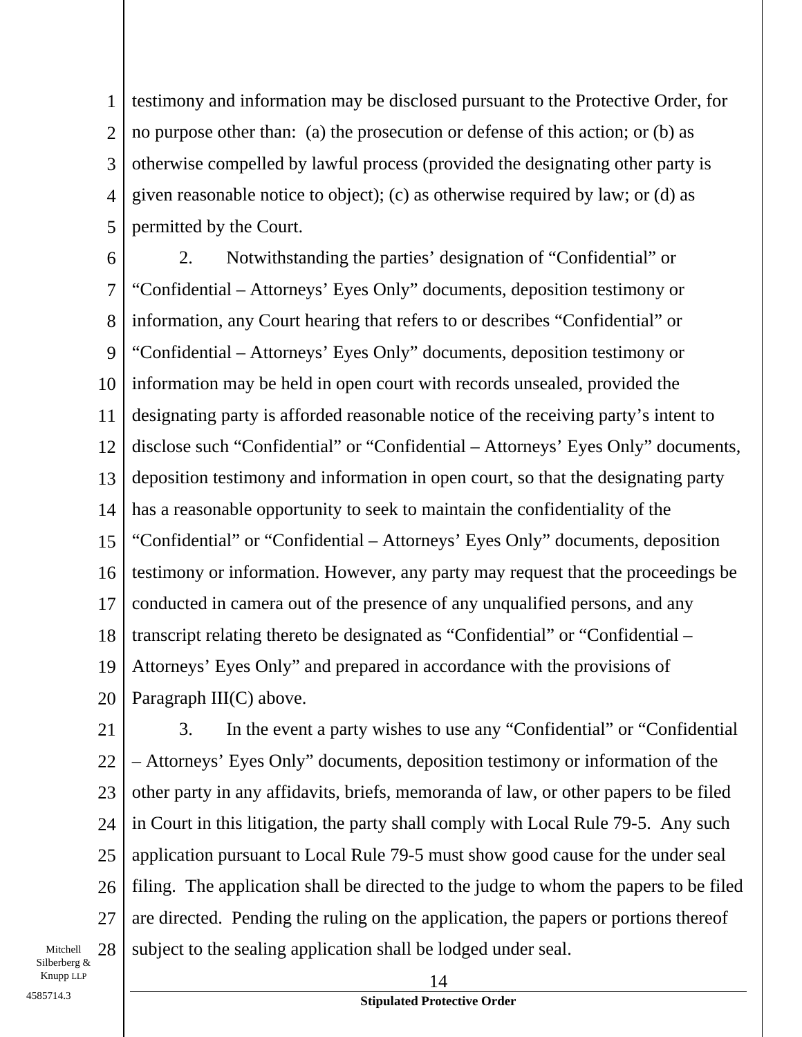testimony and information may be disclosed pursuant to the Protective Order, for no purpose other than: (a) the prosecution or defense of this action; or (b) as otherwise compelled by lawful process (provided the designating other party is given reasonable notice to object); (c) as otherwise required by law; or (d) as permitted by the Court.

2. Notwithstanding the parties' designation of "Confidential" or "Confidential – Attorneys' Eyes Only" documents, deposition testimony or information, any Court hearing that refers to or describes "Confidential" or "Confidential – Attorneys' Eyes Only" documents, deposition testimony or information may be held in open court with records unsealed, provided the designating party is afforded reasonable notice of the receiving party's intent to disclose such "Confidential" or "Confidential – Attorneys' Eyes Only" documents, deposition testimony and information in open court, so that the designating party has a reasonable opportunity to seek to maintain the confidentiality of the "Confidential" or "Confidential – Attorneys' Eyes Only" documents, deposition testimony or information. However, any party may request that the proceedings be conducted in camera out of the presence of any unqualified persons, and any transcript relating thereto be designated as "Confidential" or "Confidential – Attorneys' Eyes Only" and prepared in accordance with the provisions of Paragraph III(C) above.

3. In the event a party wishes to use any "Confidential" or "Confidential – Attorneys' Eyes Only" documents, deposition testimony or information of the other party in any affidavits, briefs, memoranda of law, or other papers to be filed in Court in this litigation, the party shall comply with Local Rule 79-5. Any such application pursuant to Local Rule 79-5 must show good cause for the under seal filing. The application shall be directed to the judge to whom the papers to be filed are directed. Pending the ruling on the application, the papers or portions thereof subject to the sealing application shall be lodged under seal.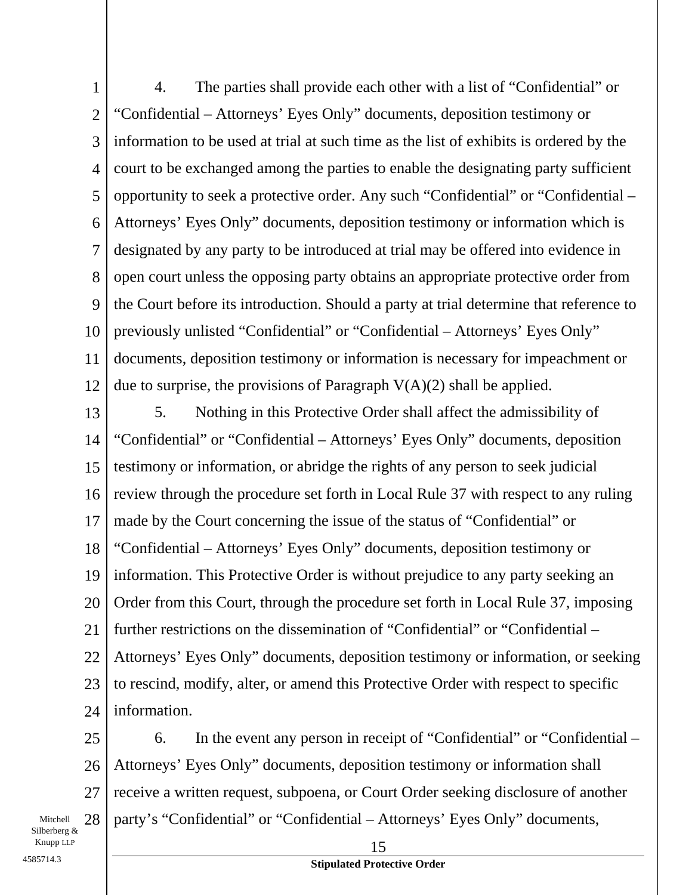4. The parties shall provide each other with a list of "Confidential" or "Confidential – Attorneys' Eyes Only" documents, deposition testimony or information to be used at trial at such time as the list of exhibits is ordered by the court to be exchanged among the parties to enable the designating party sufficient opportunity to seek a protective order. Any such "Confidential" or "Confidential – Attorneys' Eyes Only" documents, deposition testimony or information which is designated by any party to be introduced at trial may be offered into evidence in open court unless the opposing party obtains an appropriate protective order from the Court before its introduction. Should a party at trial determine that reference to previously unlisted "Confidential" or "Confidential – Attorneys' Eyes Only" documents, deposition testimony or information is necessary for impeachment or due to surprise, the provisions of Paragraph V(A)(2) shall be applied.

5. Nothing in this Protective Order shall affect the admissibility of "Confidential" or "Confidential – Attorneys' Eyes Only" documents, deposition testimony or information, or abridge the rights of any person to seek judicial review through the procedure set forth in Local Rule 37 with respect to any ruling made by the Court concerning the issue of the status of "Confidential" or "Confidential – Attorneys' Eyes Only" documents, deposition testimony or information. This Protective Order is without prejudice to any party seeking an Order from this Court, through the procedure set forth in Local Rule 37, imposing further restrictions on the dissemination of "Confidential" or "Confidential – Attorneys' Eyes Only" documents, deposition testimony or information, or seeking to rescind, modify, alter, or amend this Protective Order with respect to specific information.

6. In the event any person in receipt of "Confidential" or "Confidential – Attorneys' Eyes Only" documents, deposition testimony or information shall receive a written request, subpoena, or Court Order seeking disclosure of another party's "Confidential" or "Confidential – Attorneys' Eyes Only" documents,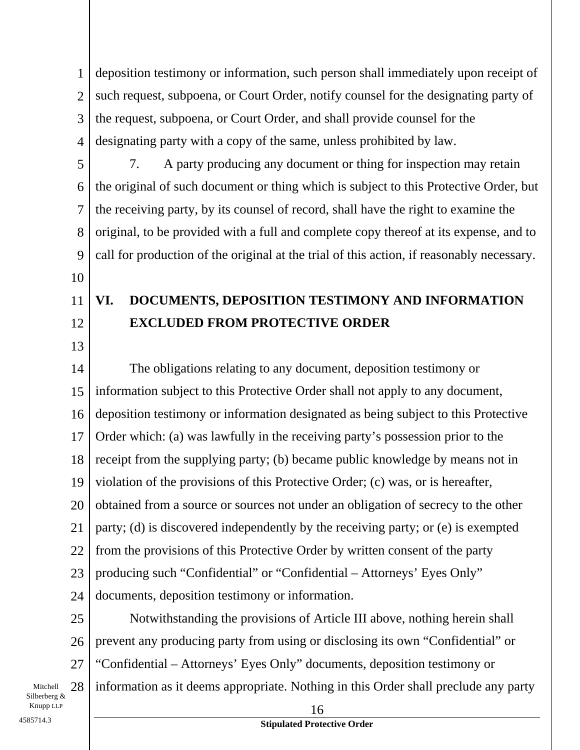deposition testimony or information, such person shall immediately upon receipt of such request, subpoena, or Court Order, notify counsel for the designating party of the request, subpoena, or Court Order, and shall provide counsel for the designating party with a copy of the same, unless prohibited by law.

7. A party producing any document or thing for inspection may retain the original of such document or thing which is subject to this Protective Order, but the receiving party, by its counsel of record, shall have the right to examine the original, to be provided with a full and complete copy thereof at its expense, and to call for production of the original at the trial of this action, if reasonably necessary.

## VI. DOCUMENTS, DEPOSITION TESTIMONY AND INFORMATION EXCLUDED FROM PROTECTIVE ORDER

The obligations relating to any document, deposition testimony or information subject to this Protective Order shall not apply to any document, deposition testimony or information designated as being subject to this Protective Order which: (a) was lawfully in the receiving party's possession prior to the receipt from the supplying party; (b) became public knowledge by means not in violation of the provisions of this Protective Order; (c) was, or is hereafter, obtained from a source or sources not under an obligation of secrecy to the other party; (d) is discovered independently by the receiving party; or (e) is exempted from the provisions of this Protective Order by written consent of the party producing such "Confidential" or "Confidential – Attorneys' Eyes Only" documents, deposition testimony or information.

Notwithstanding the provisions of Article III above, nothing herein shall prevent any producing party from using or disclosing its own "Confidential" or "Confidential – Attorneys' Eyes Only" documents, deposition testimony or information as it deems appropriate. Nothing in this Order shall preclude any party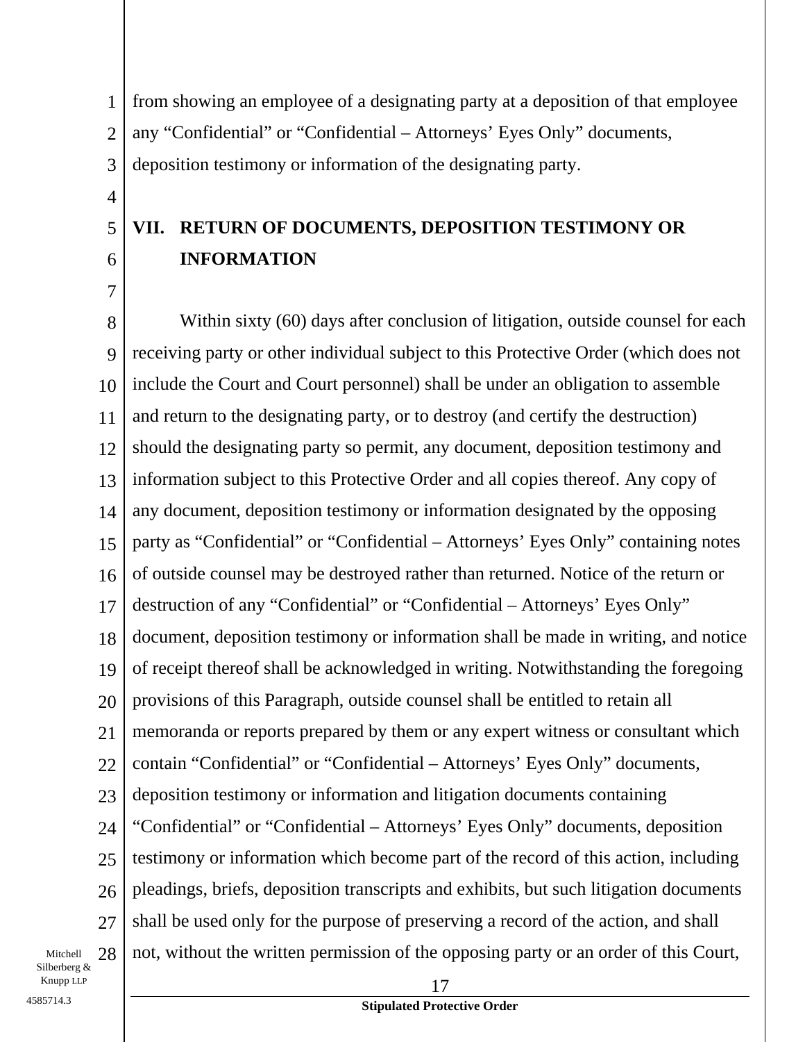from showing an employee of a designating party at a deposition of that employee any "Confidential" or "Confidential – Attorneys' Eyes Only" documents, deposition testimony or information of the designating party.

## VII. RETURN OF DOCUMENTS, DEPOSITION TESTIMONY OR INFORMATION

Within sixty (60) days after conclusion of litigation, outside counsel for each receiving party or other individual subject to this Protective Order (which does not include the Court and Court personnel) shall be under an obligation to assemble and return to the designating party, or to destroy (and certify the destruction) should the designating party so permit, any document, deposition testimony and information subject to this Protective Order and all copies thereof. Any copy of any document, deposition testimony or information designated by the opposing party as "Confidential" or "Confidential – Attorneys' Eyes Only" containing notes of outside counsel may be destroyed rather than returned. Notice of the return or destruction of any "Confidential" or "Confidential – Attorneys' Eyes Only" document, deposition testimony or information shall be made in writing, and notice of receipt thereof shall be acknowledged in writing. Notwithstanding the foregoing provisions of this Paragraph, outside counsel shall be entitled to retain all memoranda or reports prepared by them or any expert witness or consultant which contain "Confidential" or "Confidential – Attorneys' Eyes Only" documents, deposition testimony or information and litigation documents containing "Confidential" or "Confidential – Attorneys' Eyes Only" documents, deposition testimony or information which become part of the record of this action, including pleadings, briefs, deposition transcripts and exhibits, but such litigation documents shall be used only for the purpose of preserving a record of the action, and shall not, without the written permission of the opposing party or an order of this Court,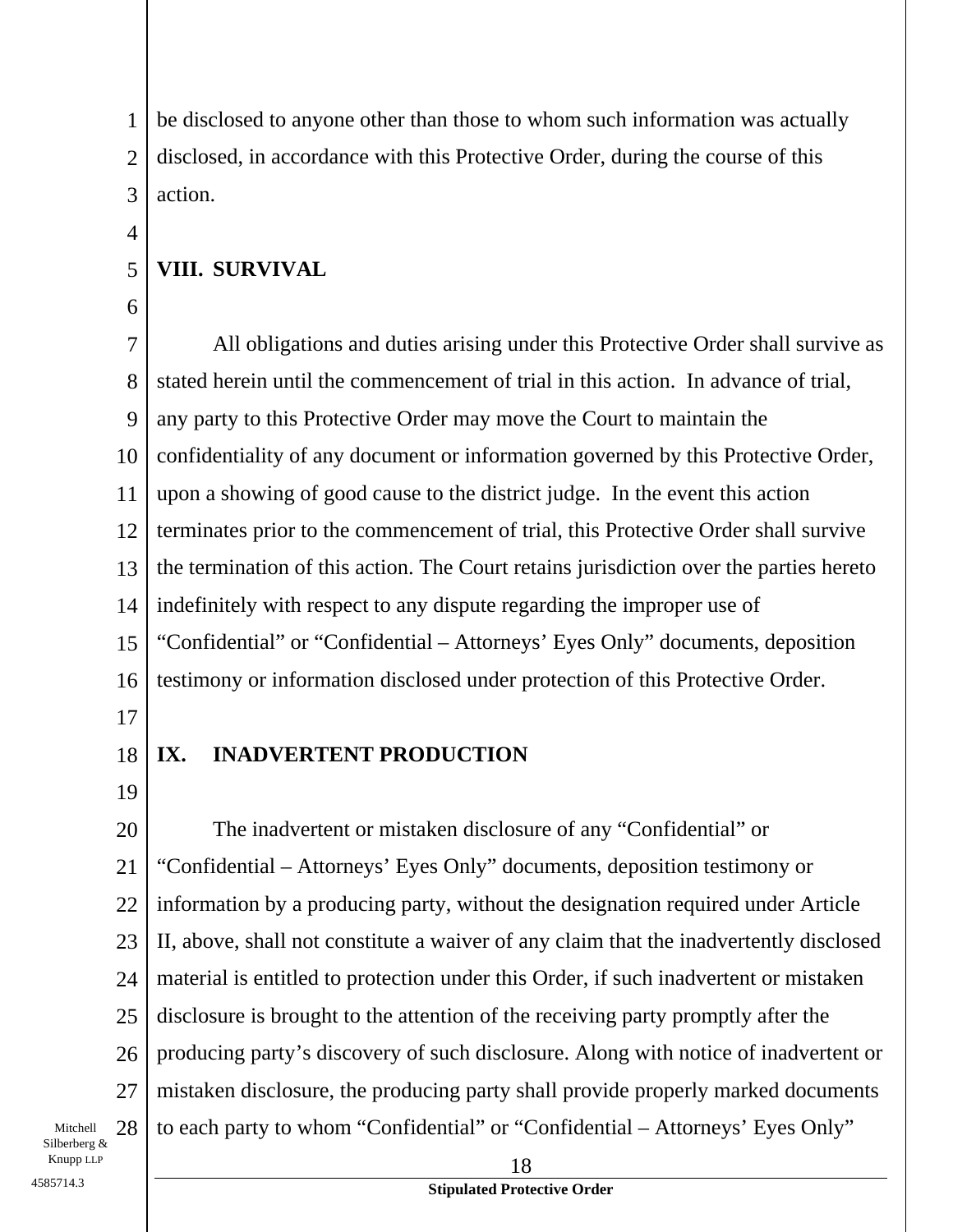be disclosed to anyone other than those to whom such information was actually disclosed, in accordance with this Protective Order, during the course of this action.

## VIII. SURVIVAL

All obligations and duties arising under this Protective Order shall survive as stated herein until the commencement of trial in this action. In advance of trial, any party to this Protective Order may move the Court to maintain the confidentiality of any document or information governed by this Protective Order, upon a showing of good cause to the district judge. In the event this action terminates prior to the commencement of trial, this Protective Order shall survive the termination of this action. The Court retains jurisdiction over the parties hereto indefinitely with respect to any dispute regarding the improper use of "Confidential" or "Confidential – Attorneys' Eyes Only" documents, deposition testimony or information disclosed under protection of this Protective Order.

## IX. INADVERTENT PRODUCTION

The inadvertent or mistaken disclosure of any "Confidential" or "Confidential – Attorneys' Eyes Only" documents, deposition testimony or information by a producing party, without the designation required under Article II, above, shall not constitute a waiver of any claim that the inadvertently disclosed material is entitled to protection under this Order, if such inadvertent or mistaken disclosure is brought to the attention of the receiving party promptly after the producing party's discovery of such disclosure. Along with notice of inadvertent or mistaken disclosure, the producing party shall provide properly marked documents to each party to whom "Confidential" or "Confidential – Attorneys' Eyes Only"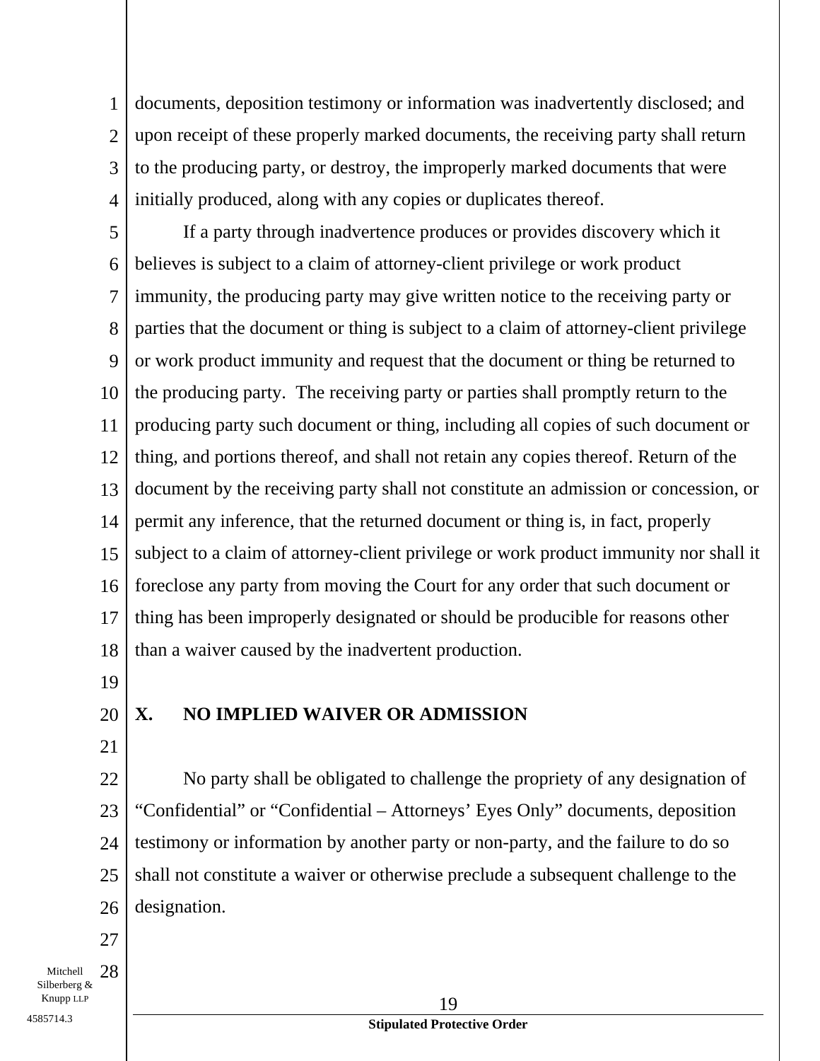documents, deposition testimony or information was inadvertently disclosed; and upon receipt of these properly marked documents, the receiving party shall return to the producing party, or destroy, the improperly marked documents that were initially produced, along with any copies or duplicates thereof.

If a party through inadvertence produces or provides discovery which it believes is subject to a claim of attorney-client privilege or work product immunity, the producing party may give written notice to the receiving party or parties that the document or thing is subject to a claim of attorney-client privilege or work product immunity and request that the document or thing be returned to the producing party. The receiving party or parties shall promptly return to the producing party such document or thing, including all copies of such document or thing, and portions thereof, and shall not retain any copies thereof. Return of the document by the receiving party shall not constitute an admission or concession, or permit any inference, that the returned document or thing is, in fact, properly subject to a claim of attorney-client privilege or work product immunity nor shall it foreclose any party from moving the Court for any order that such document or thing has been improperly designated or should be producible for reasons other than a waiver caused by the inadvertent production.

## X. NO IMPLIED WAIVER OR ADMISSION

No party shall be obligated to challenge the propriety of any designation of "Confidential" or "Confidential – Attorneys' Eyes Only" documents, deposition testimony or information by another party or non-party, and the failure to do so shall not constitute a waiver or otherwise preclude a subsequent challenge to the designation.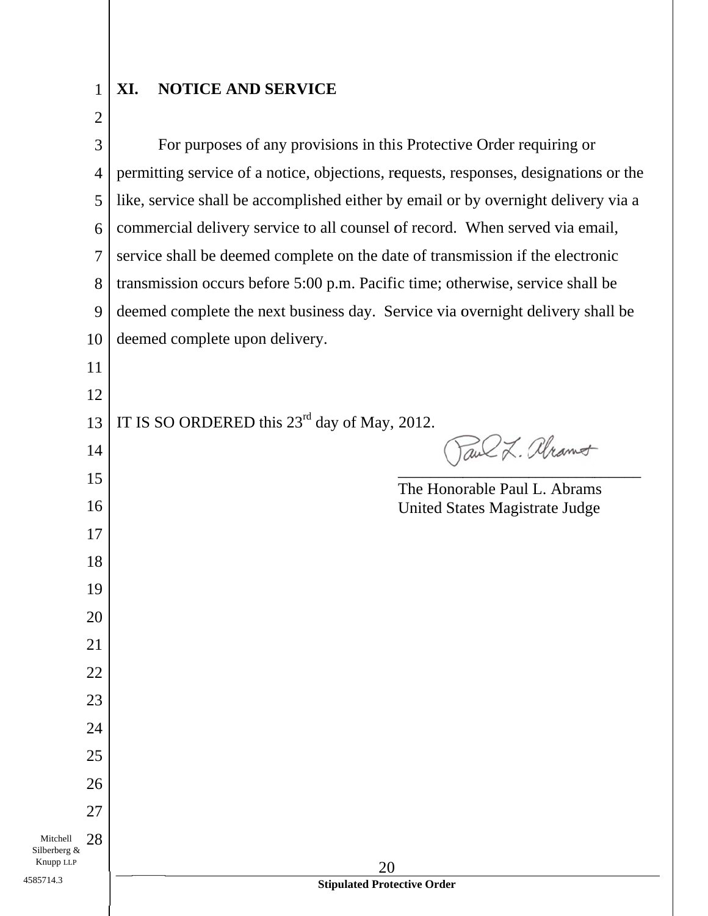## XI. NOTICE AND SERVICE

For purposes of any provisions in this Protective Order requiring or permitting service of a notice, objections, requests, responses, designations or the like, service shall be accomplished either by email or by overnight delivery via a commercial delivery service to all counsel of record. When served via email, service shall be deemed complete on the date of transmission if the electronic transmission occurs before 5:00 p.m. Pacific time; otherwise, service shall be deemed complete the next business day. Service via overnight delivery shall be deemed complete upon delivery.

IT IS SO ORDERED this 23rd day of May, 2012.

Paul L. Abrams
_______________________________
The Honorable Paul L. Abrams
United States Magistrate Judge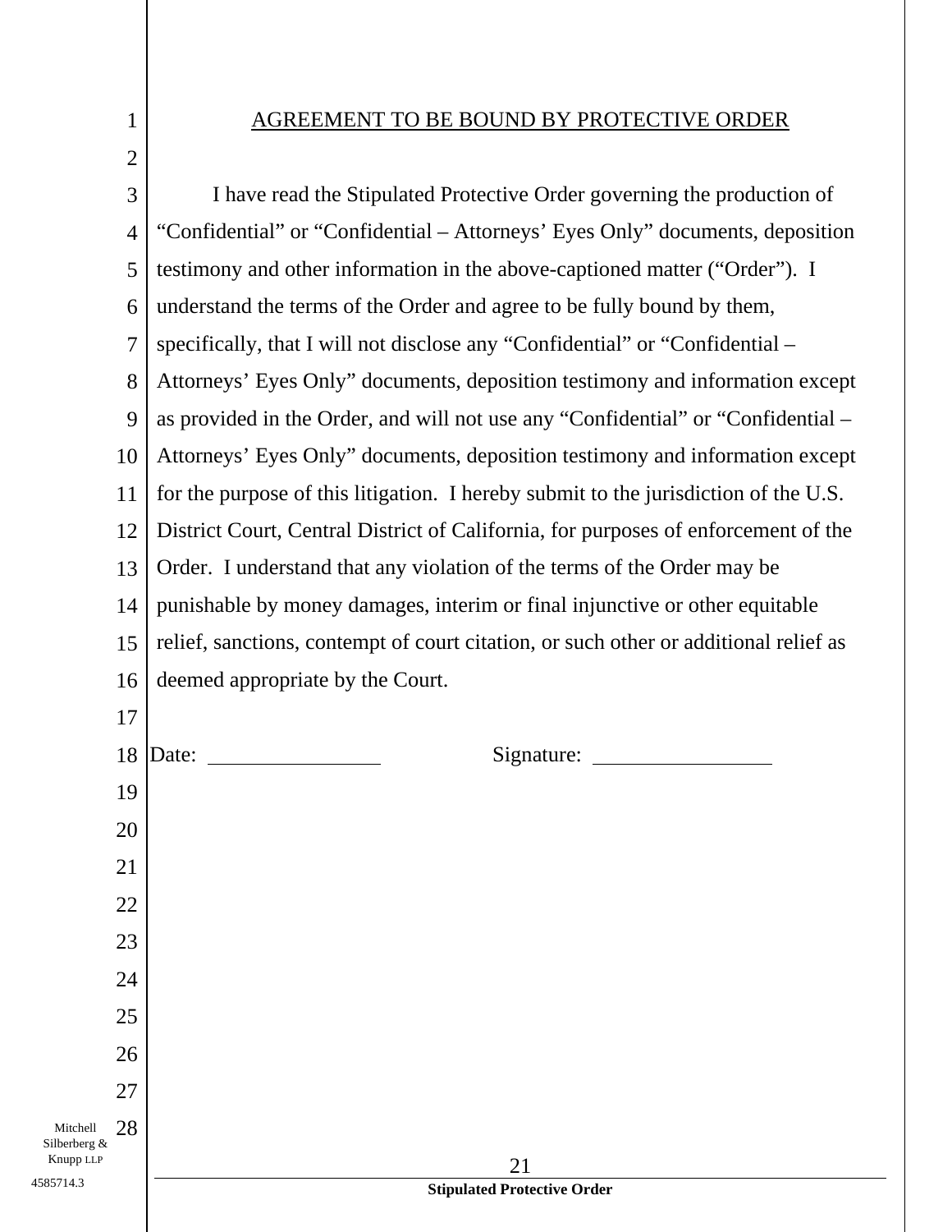## AGREEMENT TO BE BOUND BY PROTECTIVE ORDER

I have read the Stipulated Protective Order governing the production of "Confidential" or "Confidential – Attorneys' Eyes Only" documents, deposition testimony and other information in the above-captioned matter ("Order"). I understand the terms of the Order and agree to be fully bound by them, specifically, that I will not disclose any "Confidential" or "Confidential – Attorneys' Eyes Only" documents, deposition testimony and information except as provided in the Order, and will not use any "Confidential" or "Confidential – Attorneys' Eyes Only" documents, deposition testimony and information except for the purpose of this litigation. I hereby submit to the jurisdiction of the U.S. District Court, Central District of California, for purposes of enforcement of the Order. I understand that any violation of the terms of the Order may be punishable by money damages, interim or final injunctive or other equitable relief, sanctions, contempt of court citation, or such other or additional relief as deemed appropriate by the Court.

Date: ________________ Signature: ________________